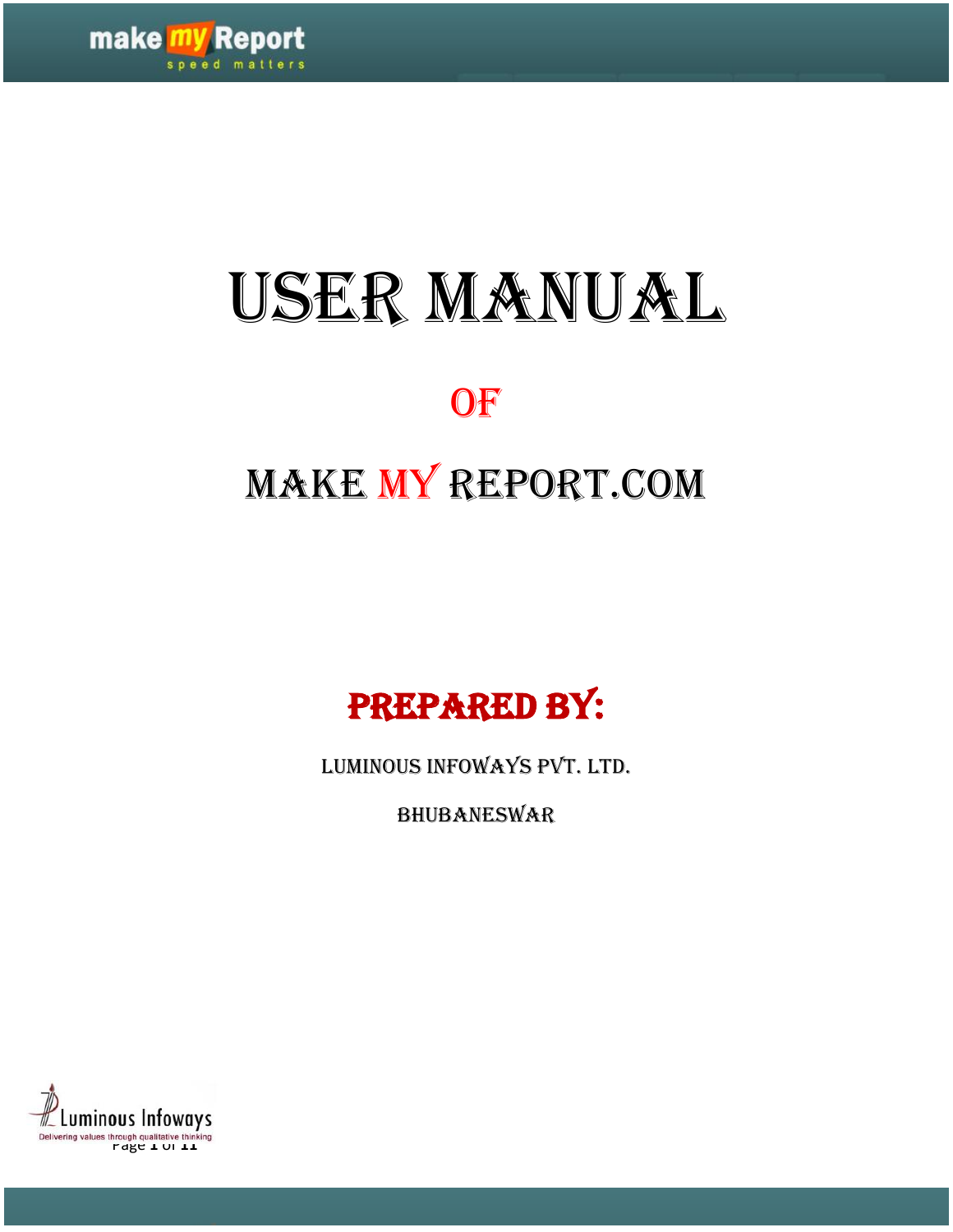# USER MANUAL

## OF

## MAKE MY REPORT.COM

### PREPARED BY:

LUMINOUS INFOWAYS PVT. LTD.

BHUBANESWAR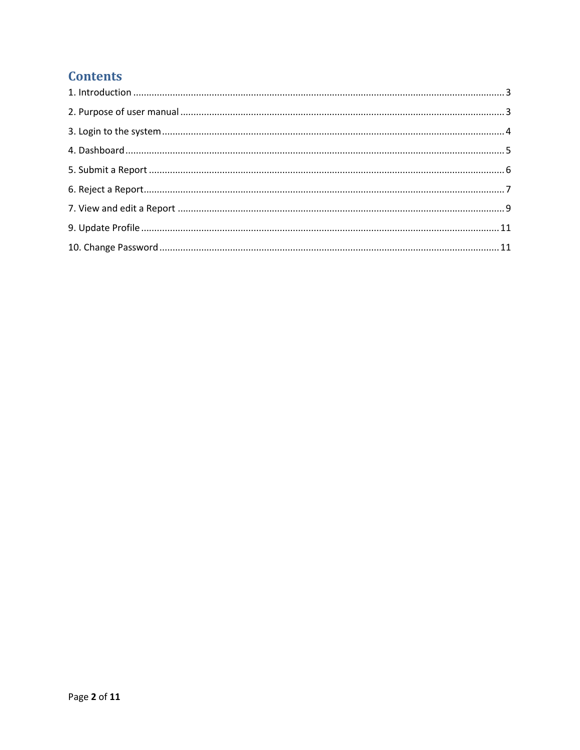# Contents

1. Introduction ........................................................................................................................................ 3

2. Purpose of user manual ....................................................................................................................... 3

3. Login to the system ............................................................................................................................. 4

4. Dashboard ........................................................................................................................................... 5

5. Submit a Report .................................................................................................................................. 6

6. Reject a Report .................................................................................................................................... 7

7. View and edit a Report ....................................................................................................................... 9

9. Update Profile .................................................................................................................................... 11

10. Change Password ............................................................................................................................ 11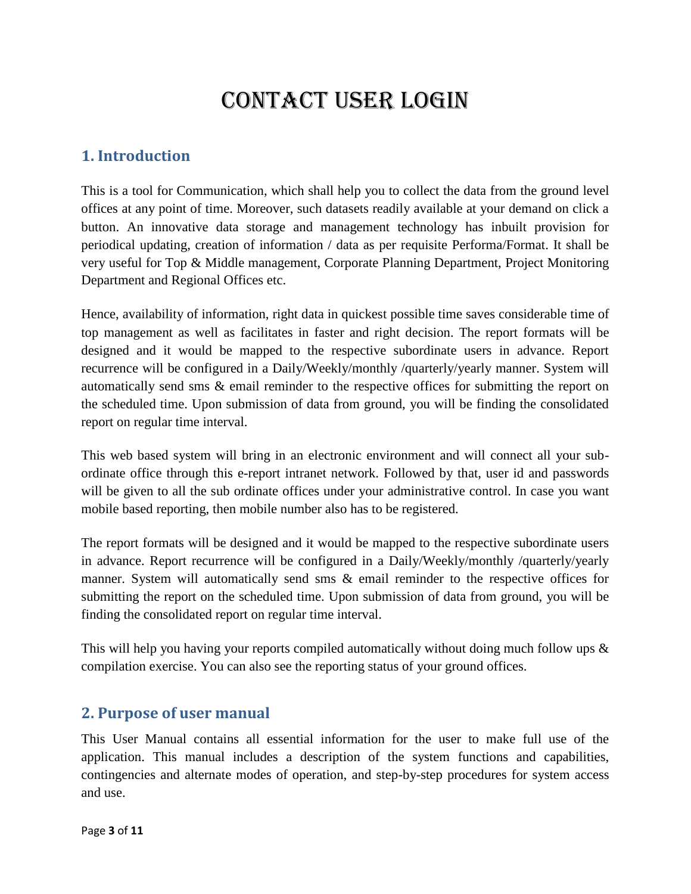# CONTACT USER LOGIN

## 1. Introduction

This is a tool for Communication, which shall help you to collect the data from the ground level offices at any point of time. Moreover, such datasets readily available at your demand on click a button. An innovative data storage and management technology has inbuilt provision for periodical updating, creation of information / data as per requisite Performa/Format. It shall be very useful for Top & Middle management, Corporate Planning Department, Project Monitoring Department and Regional Offices etc.

Hence, availability of information, right data in quickest possible time saves considerable time of top management as well as facilitates in faster and right decision. The report formats will be designed and it would be mapped to the respective subordinate users in advance. Report recurrence will be configured in a Daily/Weekly/monthly /quarterly/yearly manner. System will automatically send sms & email reminder to the respective offices for submitting the report on the scheduled time. Upon submission of data from ground, you will be finding the consolidated report on regular time interval.

This web based system will bring in an electronic environment and will connect all your sub-ordinate office through this e-report intranet network. Followed by that, user id and passwords will be given to all the sub ordinate offices under your administrative control. In case you want mobile based reporting, then mobile number also has to be registered.

The report formats will be designed and it would be mapped to the respective subordinate users in advance. Report recurrence will be configured in a Daily/Weekly/monthly /quarterly/yearly manner. System will automatically send sms & email reminder to the respective offices for submitting the report on the scheduled time. Upon submission of data from ground, you will be finding the consolidated report on regular time interval.

This will help you having your reports compiled automatically without doing much follow ups & compilation exercise. You can also see the reporting status of your ground offices.

## 2. Purpose of user manual

This User Manual contains all essential information for the user to make full use of the application. This manual includes a description of the system functions and capabilities, contingencies and alternate modes of operation, and step-by-step procedures for system access and use.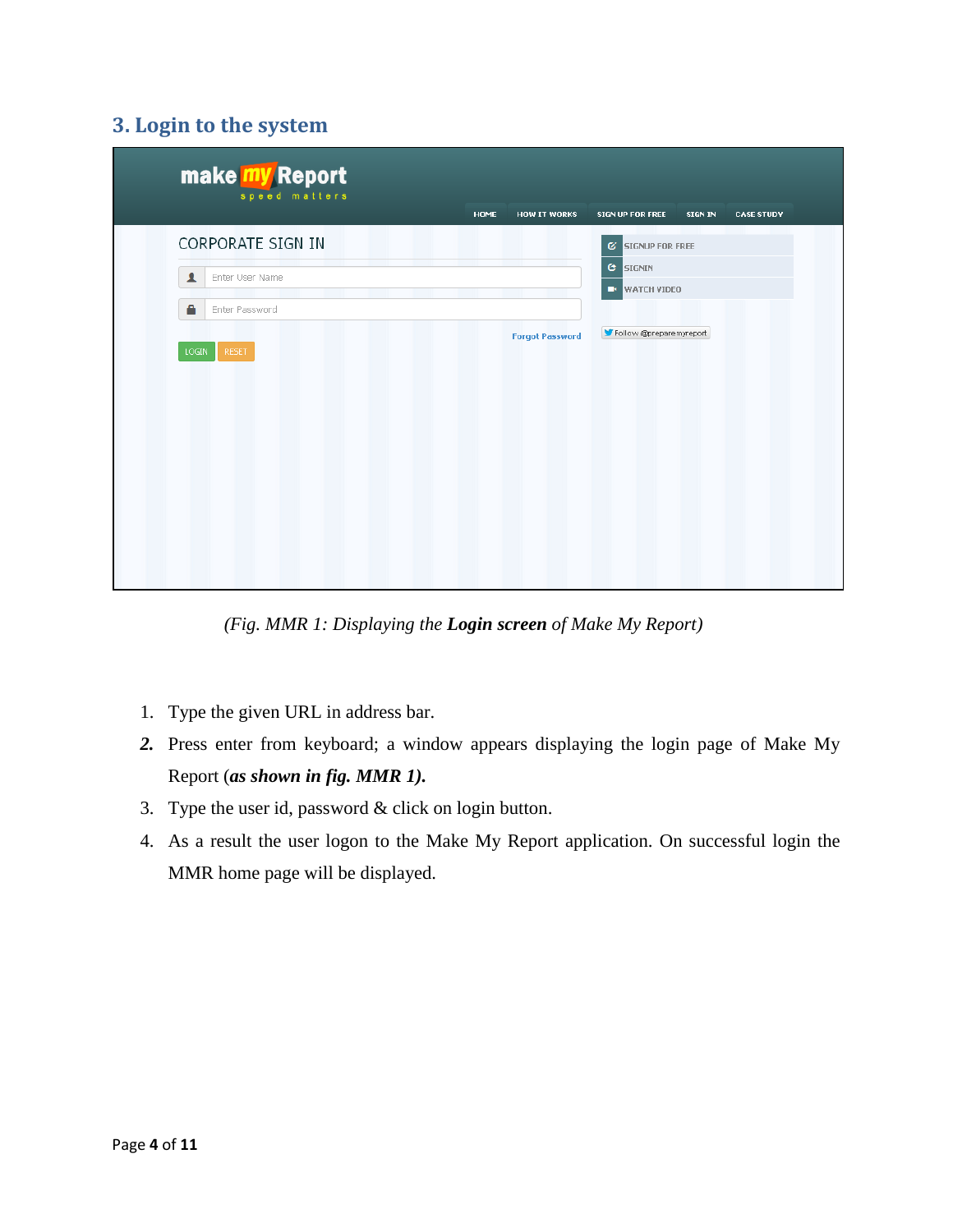## 3. Login to the system

*(Fig. MMR 1: Displaying the* ***Login screen*** *of Make My Report)*

1. Type the given URL in address bar.
2. Press enter from keyboard; a window appears displaying the login page of Make My Report (***as shown in fig. MMR 1).***
3. Type the user id, password & click on login button.
4. As a result the user logon to the Make My Report application. On successful login the MMR home page will be displayed.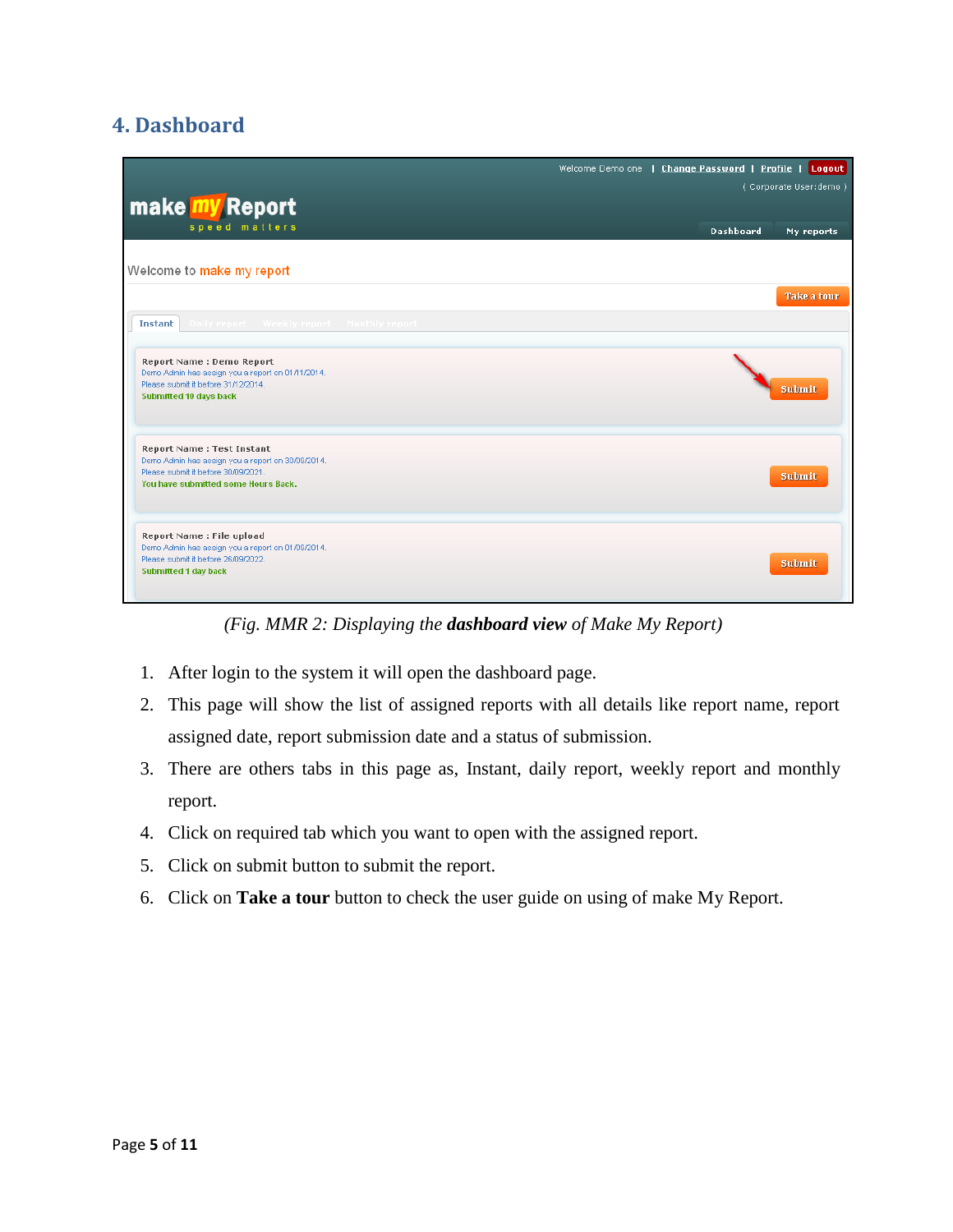## 4. Dashboard

*(Fig. MMR 2: Displaying the **dashboard view** of Make My Report)*

1. After login to the system it will open the dashboard page.
2. This page will show the list of assigned reports with all details like report name, report assigned date, report submission date and a status of submission.
3. There are others tabs in this page as, Instant, daily report, weekly report and monthly report.
4. Click on required tab which you want to open with the assigned report.
5. Click on submit button to submit the report.
6. Click on **Take a tour** button to check the user guide on using of make My Report.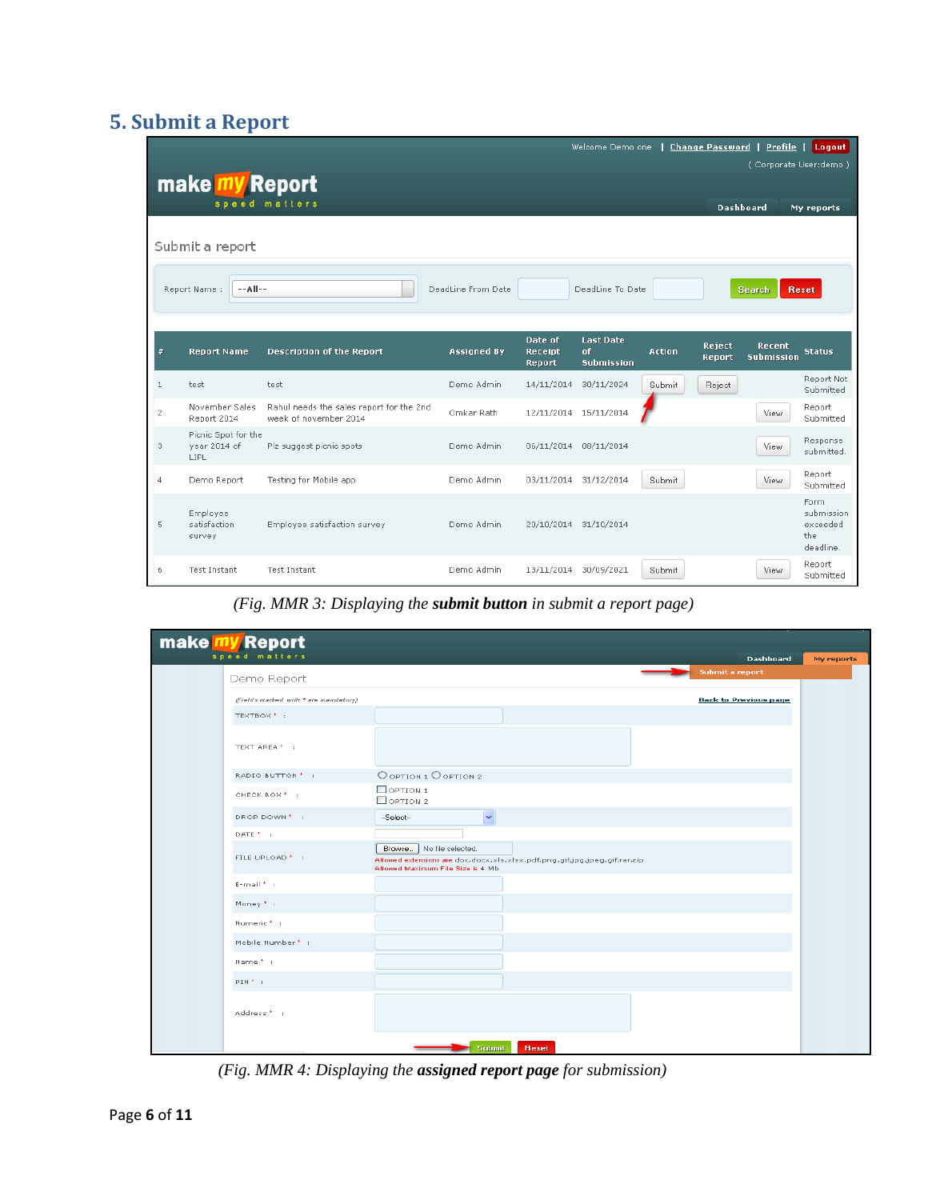## 5. Submit a Report

(Fig. MMR 3: Displaying the **submit button** in submit a report page)

(Fig. MMR 4: Displaying the **assigned report page** for submission)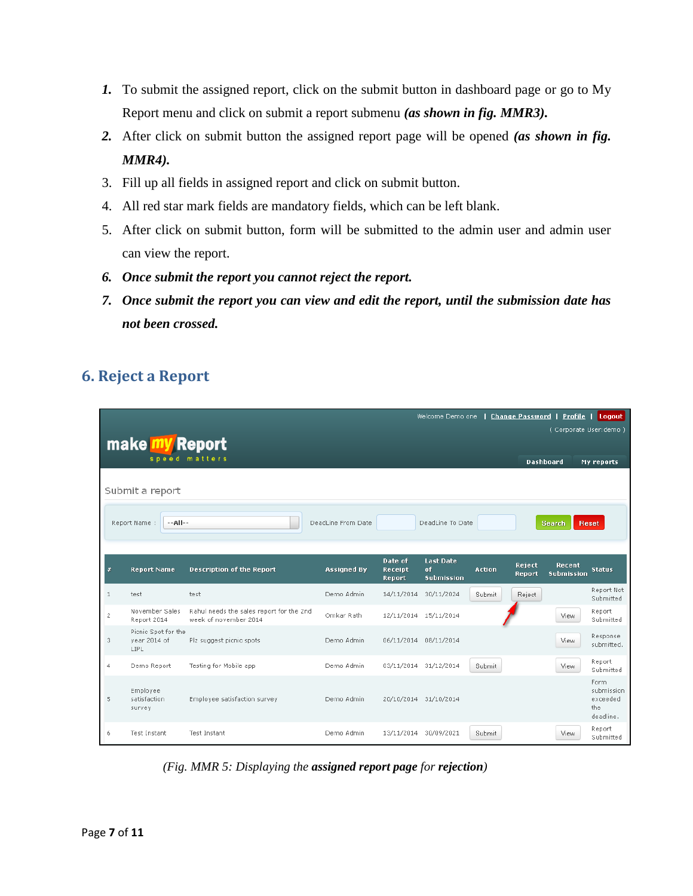1. ***To*** To submit the assigned report, click on the submit button in dashboard page or go to My Report menu and click on submit a report submenu ***(as shown in fig. MMR3).***
2. After click on submit button the assigned report page will be opened ***(as shown in fig. MMR4).***
3. Fill up all fields in assigned report and click on submit button.
4. All red star mark fields are mandatory fields, which can be left blank.
5. After click on submit button, form will be submitted to the admin user and admin user can view the report.
6. ***Once submit the report you cannot reject the report.***
7. ***Once submit the report you can view and edit the report, until the submission date has not been crossed.***

## 6. Reject a Report

Welcome Demo one | Change Password | Profile | Logout

( Corporate User: demo )

make my Report
speed matters

Dashboard | My reports

Submit a report

Report Name : --All-- | DeadLine From Date | DeadLine To Date | Search | Reset

| # | Report Name | Description of the Report | Assigned By | Date of Receipt Report | Last Date of Submission | Action | Reject Report | Recent Submission | Status |
|---|---|---|---|---|---|---|---|---|---|
| 1 | test | test | Demo Admin | 14/11/2014 | 30/11/2024 | Submit | Reject | | Report Not Submitted |
| 2 | November Sales Report 2014 | Rahul needs the sales report for the 2nd week of november 2014 | Omkar Rath | 12/11/2014 | 15/11/2014 | | | View | Report Submitted |
| 3 | Picnic Spot for the year 2014 of LIPL | Plz suggest picnic spots | Demo Admin | 06/11/2014 | 08/11/2014 | | | View | Response submitted. |
| 4 | Demo Report | Testing for Mobile app | Demo Admin | 03/11/2014 | 31/12/2014 | Submit | | View | Report Submitted |
| 5 | Employee satisfaction survey | Employee satisfaction survey | Demo Admin | 20/10/2014 | 31/10/2014 | | | | Form submission exceeded the deadline. |
| 6 | Test Instant | Test Instant | Demo Admin | 13/11/2014 | 30/09/2021 | Submit | | View | Report Submitted |

*(Fig. MMR 5: Displaying the **assigned report page** for **rejection**)*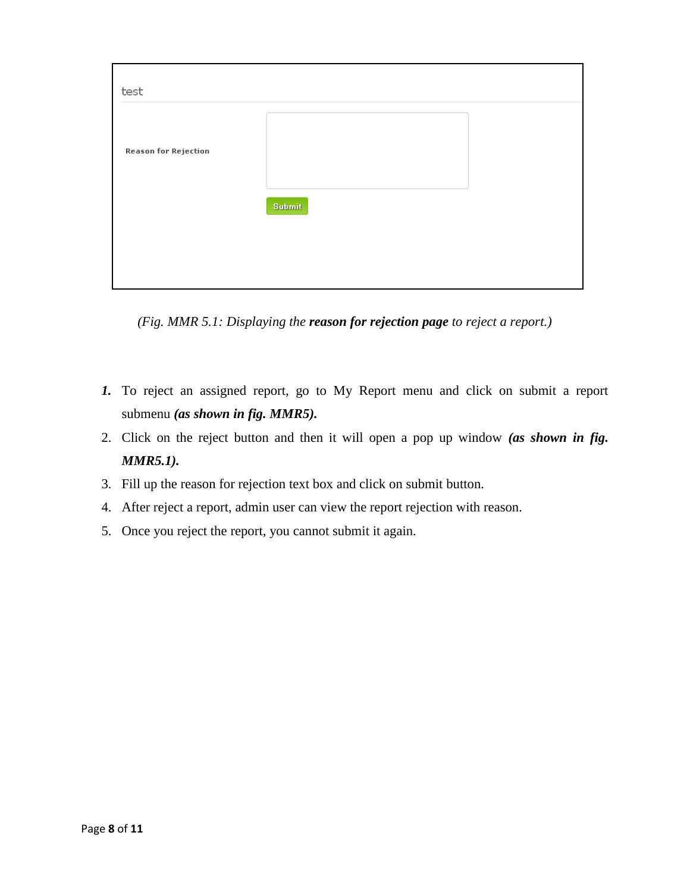test

Reason for Rejection

Submit

*(Fig. MMR 5.1: Displaying the* ***reason for rejection page*** *to reject a report.)*

1. To reject an assigned report, go to My Report menu and click on submit a report submenu ***(as shown in fig. MMR5).***
2. Click on the reject button and then it will open a pop up window ***(as shown in fig. MMR5.1).***
3. Fill up the reason for rejection text box and click on submit button.
4. After reject a report, admin user can view the report rejection with reason.
5. Once you reject the report, you cannot submit it again.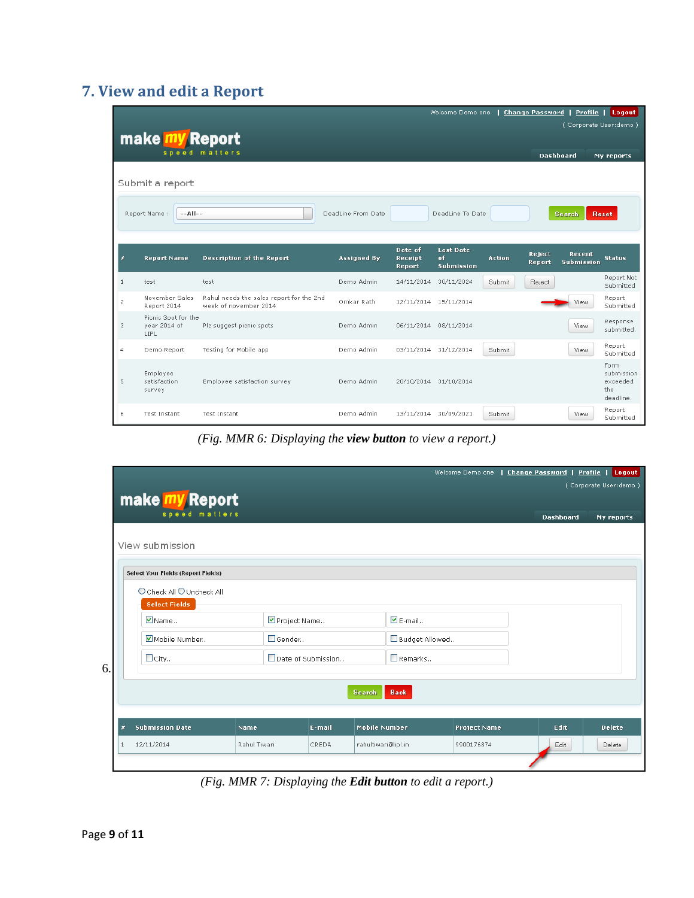# 7. View and edit a Report

Welcome Demo one | Change Password | Profile | Logout

( Corporate User:demo )

make my Report
speed matters

Dashboard | My reports

Submit a report

Report Name : --All-- DeadLine From Date DeadLine To Date Search Reset

| # | Report Name | Description of the Report | Assigned By | Date of Receipt Report | Last Date of Submission | Action | Reject Report | Recent Submission | Status |
|---|---|---|---|---|---|---|---|---|---|
| 1 | test | test | Demo Admin | 14/11/2014 | 30/11/2024 | Submit | Reject | | Report Not Submitted |
| 2 | November Sales Report 2014 | Rahul needs the sales report for the 2nd week of november 2014 | Omkar Rath | 12/11/2014 | 15/11/2014 | | | View | Report Submitted |
| 3 | Picnic Spot for the year 2014 of LIPL | Plz suggest picnic spots | Demo Admin | 06/11/2014 | 08/11/2014 | | | View | Response submitted. |
| 4 | Demo Report | Testing for Mobile app | Demo Admin | 03/11/2014 | 31/12/2014 | Submit | | View | Report Submitted |
| 5 | Employee satisfaction survey | Employee satisfaction survey | Demo Admin | 20/10/2014 | 31/10/2014 | | | | Form submission exceeded the deadline. |
| 6 | Test Instant | Test Instant | Demo Admin | 13/11/2014 | 30/09/2021 | Submit | | View | Report Submitted |

*(Fig. MMR 6: Displaying the* ***view button*** *to view a report.)*

6.

Welcome Demo one | Change Password | Profile | Logout

( Corporate User:demo )

make my Report
speed matters

Dashboard | My reports

View submission

Select Your Fields (Report Fields)

Check All / Uncheck All

Select Fields

- [x] Name..
- [x] Project Name..
- [x] E-mail..
- [x] Mobile Number..
- [ ] Gender..
- [ ] Budget Allowed..
- [ ] City..
- [ ] Date of Submission..
- [ ] Remarks..

Search Back

| # | Submission Date | Name | E-mail | Mobile Number | Project Name | Edit | Delete |
|---|---|---|---|---|---|---|---|
| 1 | 12/11/2014 | Rahul Tiwari | CREDA | rahultiwari@lipl.in | 9900176874 | Edit | Delete |

*(Fig. MMR 7: Displaying the* ***Edit button*** *to edit a report.)*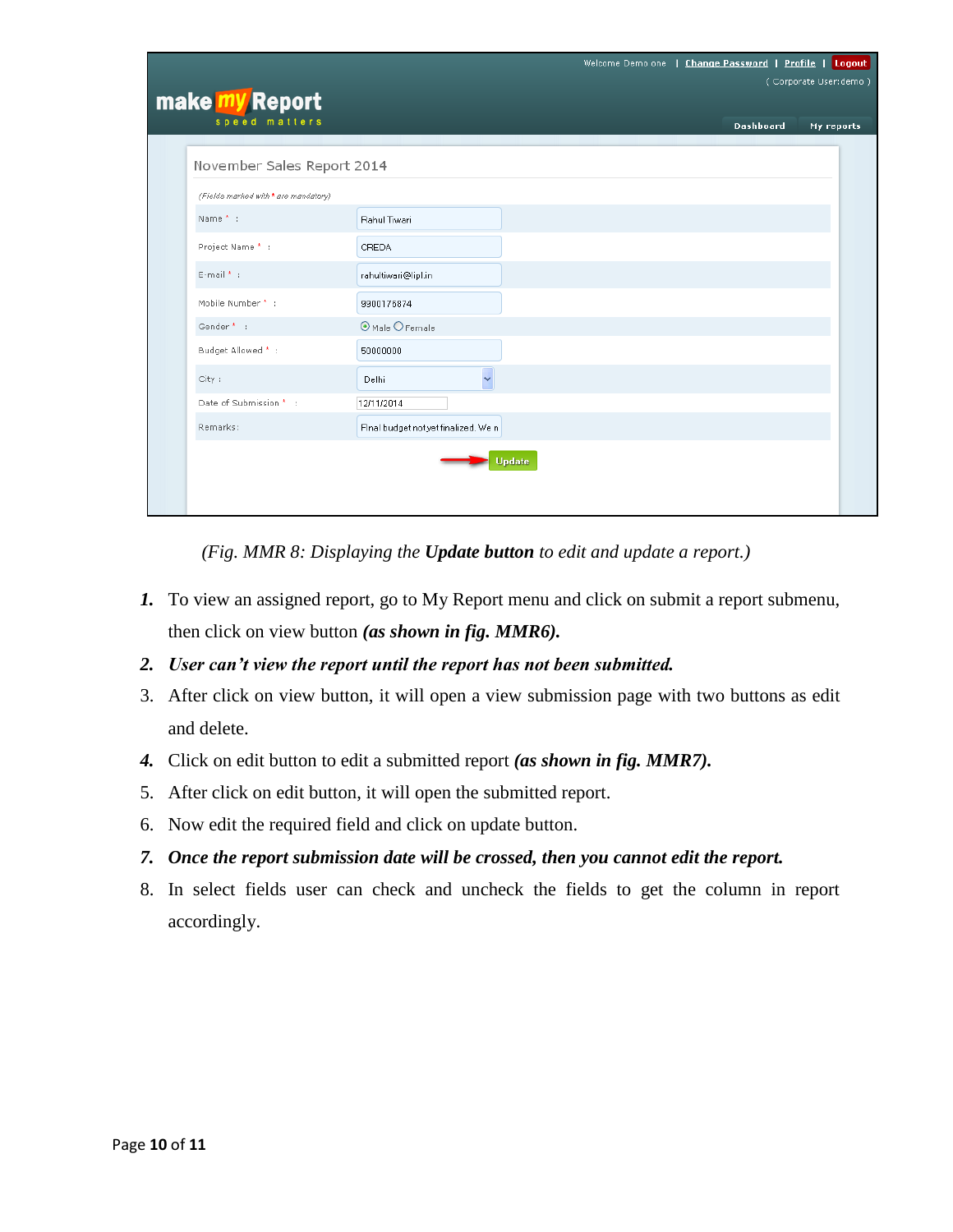*(Fig. MMR 8: Displaying the **Update button** to edit and update a report.)*

1. To view an assigned report, go to My Report menu and click on submit a report submenu, then click on view button ***(as shown in fig. MMR6).***
2. ***User can't view the report until the report has not been submitted.***
3. After click on view button, it will open a view submission page with two buttons as edit and delete.
4. Click on edit button to edit a submitted report ***(as shown in fig. MMR7).***
5. After click on edit button, it will open the submitted report.
6. Now edit the required field and click on update button.
7. ***Once the report submission date will be crossed, then you cannot edit the report.***
8. In select fields user can check and uncheck the fields to get the column in report accordingly.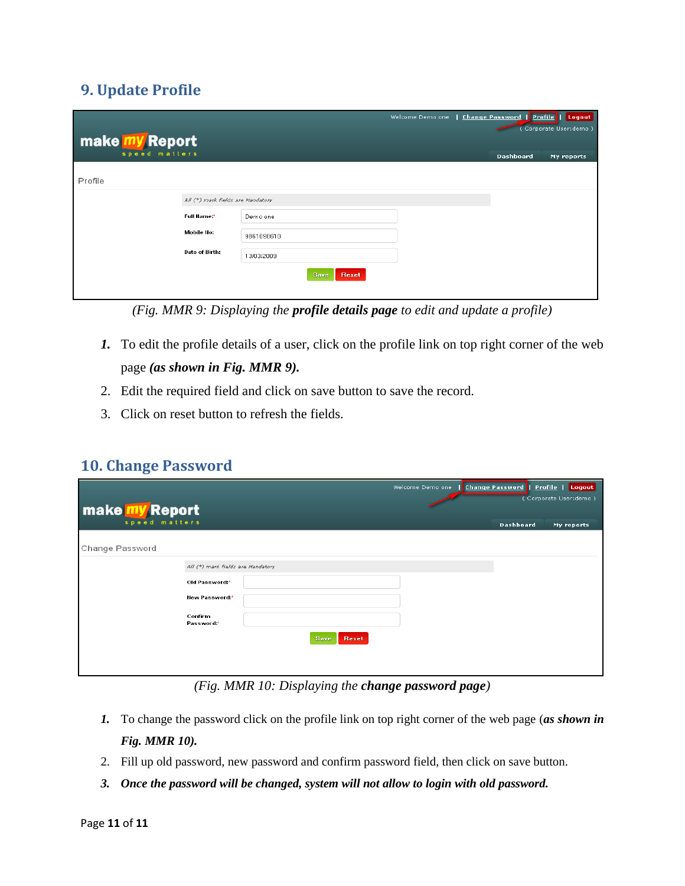## 9. Update Profile

*(Fig. MMR 9: Displaying the **profile details page** to edit and update a profile)*

1. To edit the profile details of a user, click on the profile link on top right corner of the web page ***(as shown in Fig. MMR 9).***
2. Edit the required field and click on save button to save the record.
3. Click on reset button to refresh the fields.

## 10. Change Password

*(Fig. MMR 10: Displaying the **change password page**)*

1. To change the password click on the profile link on top right corner of the web page (***as shown in Fig. MMR 10).***
2. Fill up old password, new password and confirm password field, then click on save button.
3. ***Once the password will be changed, system will not allow to login with old password.***